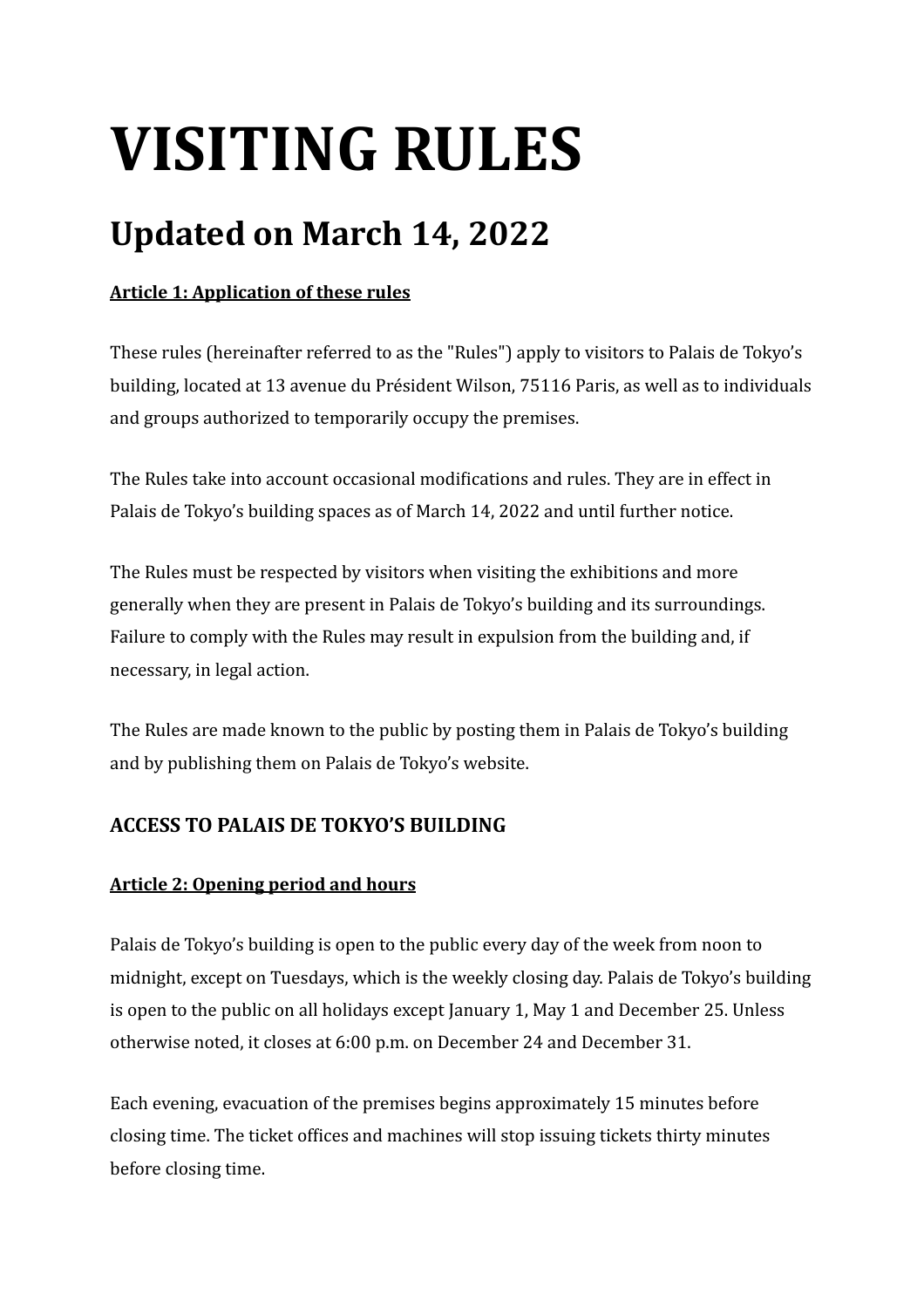# VISITING RULES

## Updated on March 14, 2022

**Article 1: Application of these rules**

These rules (hereinafter referred to as the "Rules") apply to visitors to Palais de Tokyo's building, located at 13 avenue du Président Wilson, 75116 Paris, as well as to individuals and groups authorized to temporarily occupy the premises.

The Rules take into account occasional modifications and rules. They are in effect in Palais de Tokyo's building spaces as of March 14, 2022 and until further notice.

The Rules must be respected by visitors when visiting the exhibitions and more generally when they are present in Palais de Tokyo's building and its surroundings. Failure to comply with the Rules may result in expulsion from the building and, if necessary, in legal action.

The Rules are made known to the public by posting them in Palais de Tokyo's building and by publishing them on Palais de Tokyo's website.

### ACCESS TO PALAIS DE TOKYO'S BUILDING

**Article 2: Opening period and hours**

Palais de Tokyo's building is open to the public every day of the week from noon to midnight, except on Tuesdays, which is the weekly closing day. Palais de Tokyo's building is open to the public on all holidays except January 1, May 1 and December 25. Unless otherwise noted, it closes at 6:00 p.m. on December 24 and December 31.

Each evening, evacuation of the premises begins approximately 15 minutes before closing time. The ticket offices and machines will stop issuing tickets thirty minutes before closing time.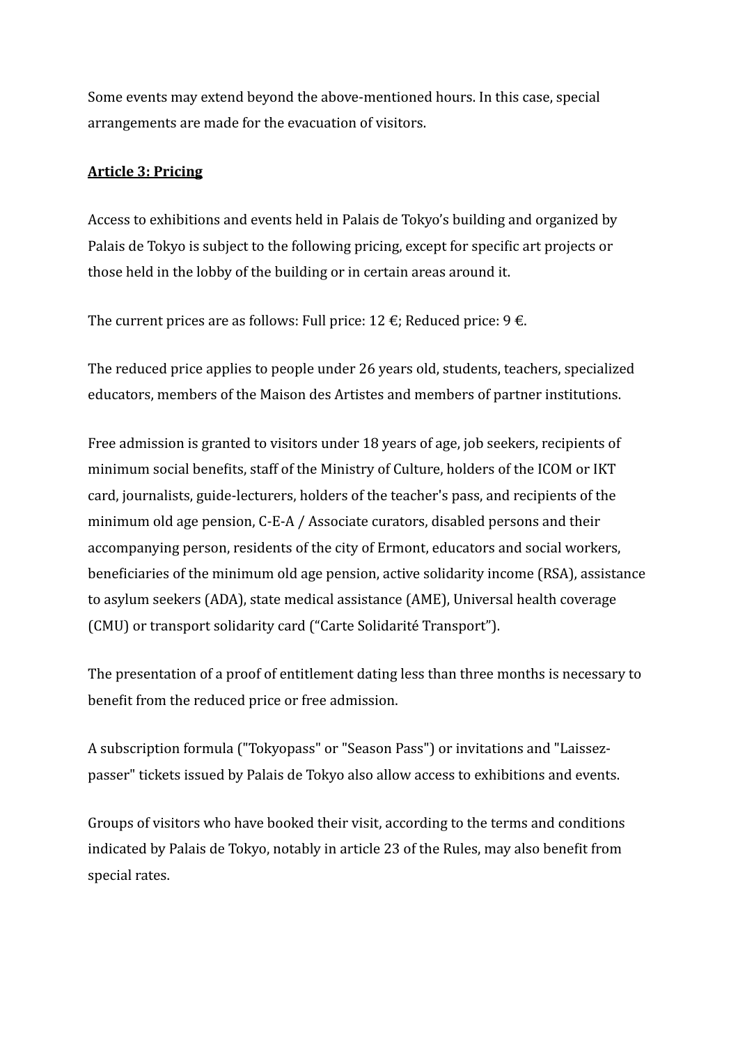Some events may extend beyond the above-mentioned hours. In this case, special arrangements are made for the evacuation of visitors.

**Article 3: Pricing**

Access to exhibitions and events held in Palais de Tokyo's building and organized by Palais de Tokyo is subject to the following pricing, except for specific art projects or those held in the lobby of the building or in certain areas around it.

The current prices are as follows: Full price: 12 €; Reduced price: 9 €.

The reduced price applies to people under 26 years old, students, teachers, specialized educators, members of the Maison des Artistes and members of partner institutions.

Free admission is granted to visitors under 18 years of age, job seekers, recipients of minimum social benefits, staff of the Ministry of Culture, holders of the ICOM or IKT card, journalists, guide-lecturers, holders of the teacher's pass, and recipients of the minimum old age pension, C-E-A / Associate curators, disabled persons and their accompanying person, residents of the city of Ermont, educators and social workers, beneficiaries of the minimum old age pension, active solidarity income (RSA), assistance to asylum seekers (ADA), state medical assistance (AME), Universal health coverage (CMU) or transport solidarity card ("Carte Solidarité Transport").

The presentation of a proof of entitlement dating less than three months is necessary to benefit from the reduced price or free admission.

A subscription formula ("Tokyopass" or "Season Pass") or invitations and "Laissez-passer" tickets issued by Palais de Tokyo also allow access to exhibitions and events.

Groups of visitors who have booked their visit, according to the terms and conditions indicated by Palais de Tokyo, notably in article 23 of the Rules, may also benefit from special rates.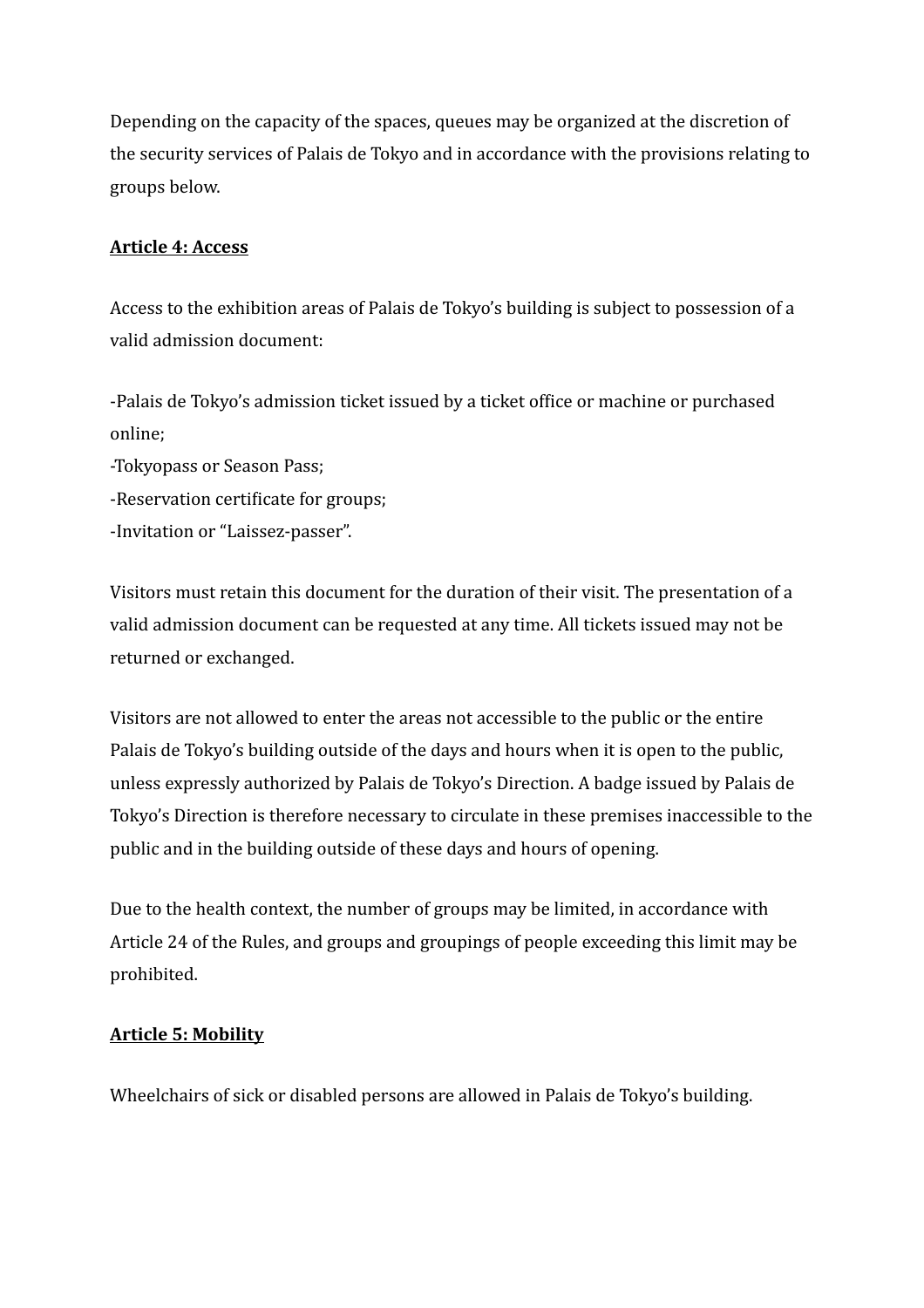Depending on the capacity of the spaces, queues may be organized at the discretion of the security services of Palais de Tokyo and in accordance with the provisions relating to groups below.

**Article 4: Access**

Access to the exhibition areas of Palais de Tokyo's building is subject to possession of a valid admission document:

-Palais de Tokyo's admission ticket issued by a ticket office or machine or purchased online;
-Tokyopass or Season Pass;
-Reservation certificate for groups;
-Invitation or "Laissez-passer".

Visitors must retain this document for the duration of their visit. The presentation of a valid admission document can be requested at any time. All tickets issued may not be returned or exchanged.

Visitors are not allowed to enter the areas not accessible to the public or the entire Palais de Tokyo's building outside of the days and hours when it is open to the public, unless expressly authorized by Palais de Tokyo's Direction. A badge issued by Palais de Tokyo's Direction is therefore necessary to circulate in these premises inaccessible to the public and in the building outside of these days and hours of opening.

Due to the health context, the number of groups may be limited, in accordance with Article 24 of the Rules, and groups and groupings of people exceeding this limit may be prohibited.

**Article 5: Mobility**

Wheelchairs of sick or disabled persons are allowed in Palais de Tokyo's building.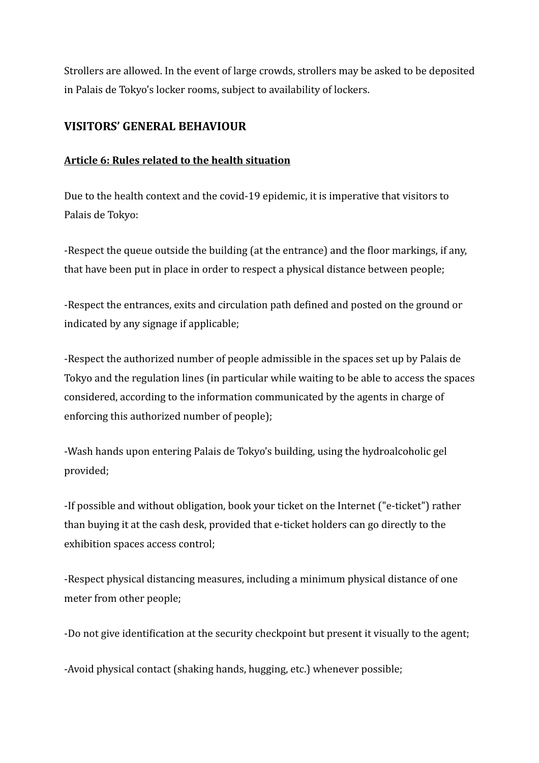Strollers are allowed. In the event of large crowds, strollers may be asked to be deposited in Palais de Tokyo's locker rooms, subject to availability of lockers.

## VISITORS' GENERAL BEHAVIOUR

### Article 6: Rules related to the health situation

Due to the health context and the covid-19 epidemic, it is imperative that visitors to Palais de Tokyo:

-Respect the queue outside the building (at the entrance) and the floor markings, if any, that have been put in place in order to respect a physical distance between people;

-Respect the entrances, exits and circulation path defined and posted on the ground or indicated by any signage if applicable;

-Respect the authorized number of people admissible in the spaces set up by Palais de Tokyo and the regulation lines (in particular while waiting to be able to access the spaces considered, according to the information communicated by the agents in charge of enforcing this authorized number of people);

-Wash hands upon entering Palais de Tokyo's building, using the hydroalcoholic gel provided;

-If possible and without obligation, book your ticket on the Internet ("e-ticket") rather than buying it at the cash desk, provided that e-ticket holders can go directly to the exhibition spaces access control;

-Respect physical distancing measures, including a minimum physical distance of one meter from other people;

-Do not give identification at the security checkpoint but present it visually to the agent;

-Avoid physical contact (shaking hands, hugging, etc.) whenever possible;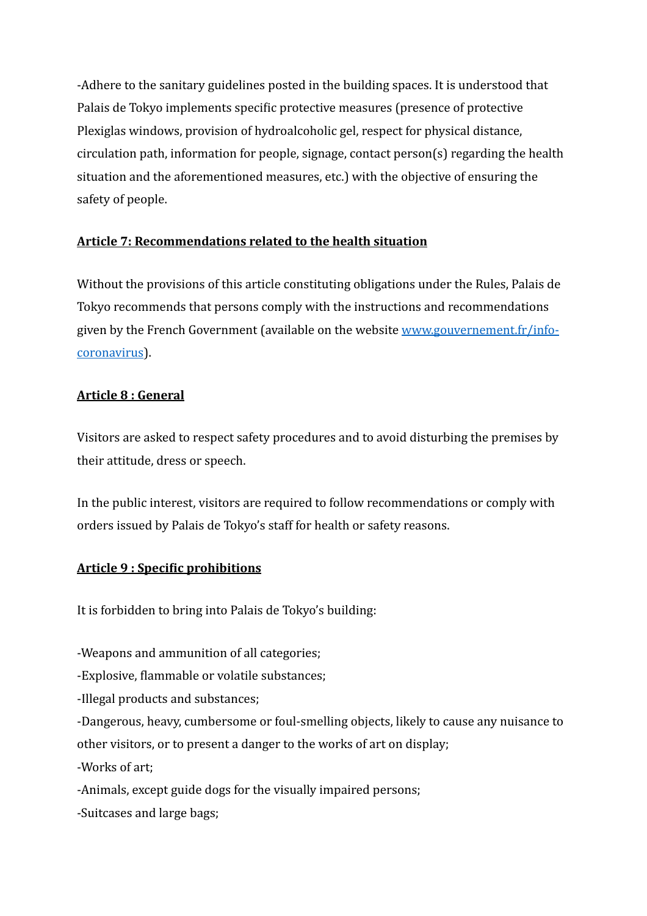-Adhere to the sanitary guidelines posted in the building spaces. It is understood that Palais de Tokyo implements specific protective measures (presence of protective Plexiglas windows, provision of hydroalcoholic gel, respect for physical distance, circulation path, information for people, signage, contact person(s) regarding the health situation and the aforementioned measures, etc.) with the objective of ensuring the safety of people.

**Article 7: Recommendations related to the health situation**

Without the provisions of this article constituting obligations under the Rules, Palais de Tokyo recommends that persons comply with the instructions and recommendations given by the French Government (available on the website [www.gouvernement.fr/info-coronavirus](www.gouvernement.fr/info-coronavirus)).

**Article 8 : General**

Visitors are asked to respect safety procedures and to avoid disturbing the premises by their attitude, dress or speech.

In the public interest, visitors are required to follow recommendations or comply with orders issued by Palais de Tokyo's staff for health or safety reasons.

**Article 9 : Specific prohibitions**

It is forbidden to bring into Palais de Tokyo's building:

-Weapons and ammunition of all categories;
-Explosive, flammable or volatile substances;
-Illegal products and substances;
-Dangerous, heavy, cumbersome or foul-smelling objects, likely to cause any nuisance to other visitors, or to present a danger to the works of art on display;
-Works of art;
-Animals, except guide dogs for the visually impaired persons;
-Suitcases and large bags;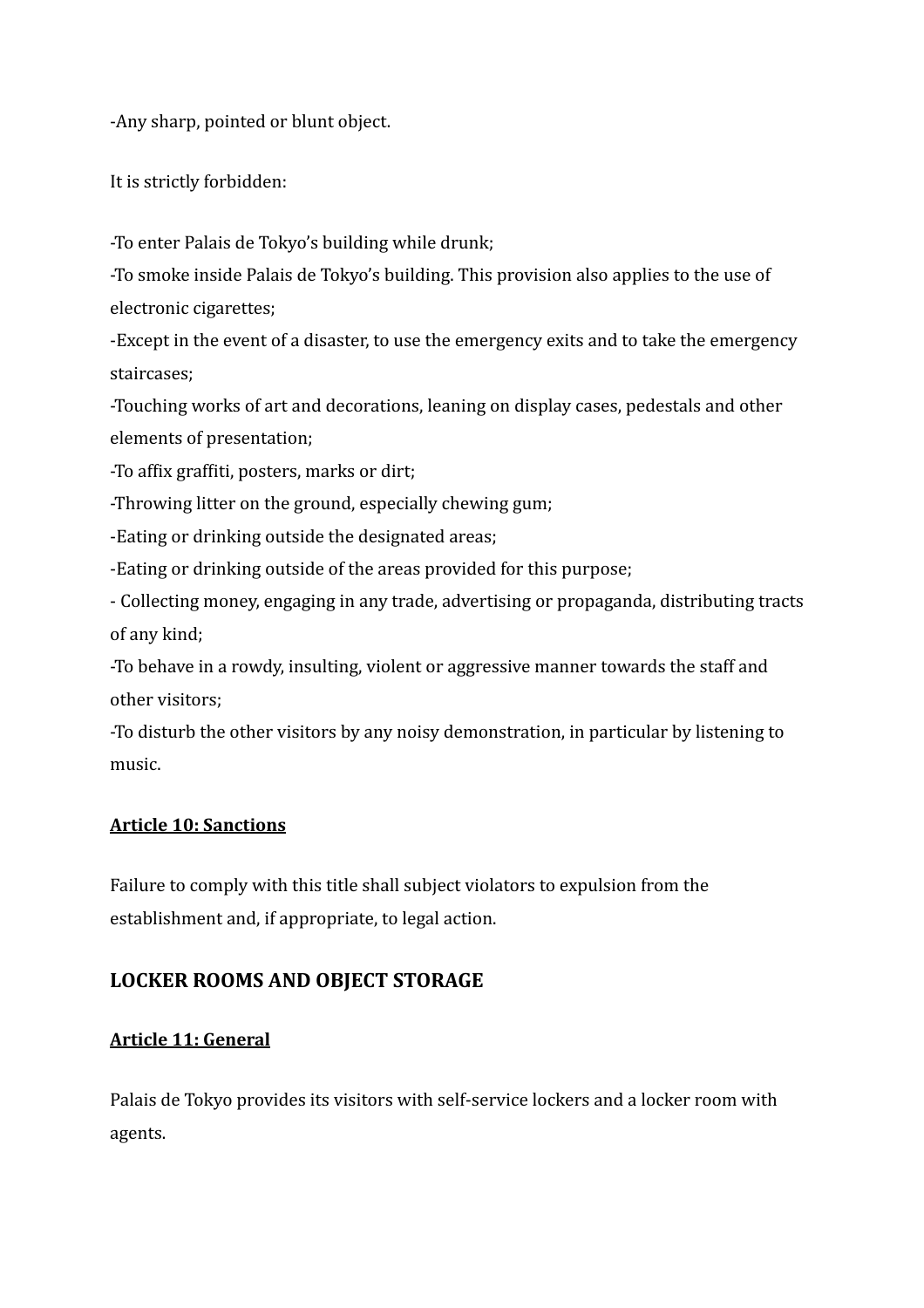-Any sharp, pointed or blunt object.

It is strictly forbidden:

-To enter Palais de Tokyo's building while drunk;
-To smoke inside Palais de Tokyo's building. This provision also applies to the use of electronic cigarettes;
-Except in the event of a disaster, to use the emergency exits and to take the emergency staircases;
-Touching works of art and decorations, leaning on display cases, pedestals and other elements of presentation;
-To affix graffiti, posters, marks or dirt;
-Throwing litter on the ground, especially chewing gum;
-Eating or drinking outside the designated areas;
-Eating or drinking outside of the areas provided for this purpose;
- Collecting money, engaging in any trade, advertising or propaganda, distributing tracts of any kind;
-To behave in a rowdy, insulting, violent or aggressive manner towards the staff and other visitors;
-To disturb the other visitors by any noisy demonstration, in particular by listening to music.

### **Article 10: Sanctions**

Failure to comply with this title shall subject violators to expulsion from the establishment and, if appropriate, to legal action.

## LOCKER ROOMS AND OBJECT STORAGE

### **Article 11: General**

Palais de Tokyo provides its visitors with self-service lockers and a locker room with agents.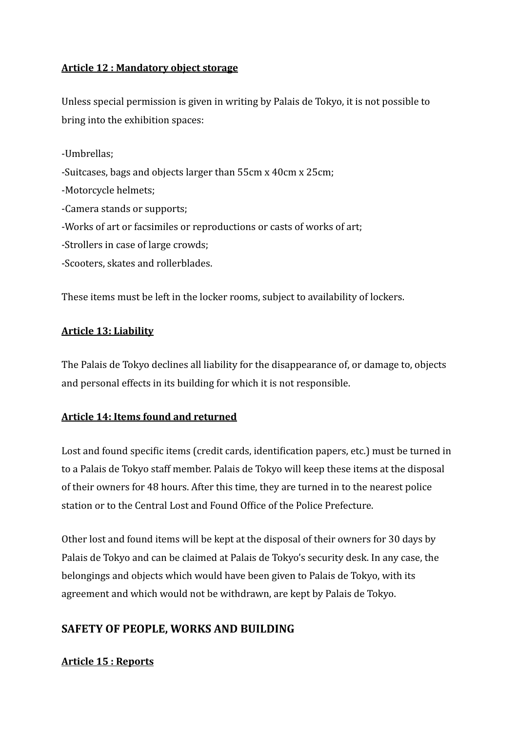**Article 12 : Mandatory object storage**

Unless special permission is given in writing by Palais de Tokyo, it is not possible to bring into the exhibition spaces:

-Umbrellas;
-Suitcases, bags and objects larger than 55cm x 40cm x 25cm;
-Motorcycle helmets;
-Camera stands or supports;
-Works of art or facsimiles or reproductions or casts of works of art;
-Strollers in case of large crowds;
-Scooters, skates and rollerblades.

These items must be left in the locker rooms, subject to availability of lockers.

**Article 13: Liability**

The Palais de Tokyo declines all liability for the disappearance of, or damage to, objects and personal effects in its building for which it is not responsible.

**Article 14: Items found and returned**

Lost and found specific items (credit cards, identification papers, etc.) must be turned in to a Palais de Tokyo staff member. Palais de Tokyo will keep these items at the disposal of their owners for 48 hours. After this time, they are turned in to the nearest police station or to the Central Lost and Found Office of the Police Prefecture.

Other lost and found items will be kept at the disposal of their owners for 30 days by Palais de Tokyo and can be claimed at Palais de Tokyo's security desk. In any case, the belongings and objects which would have been given to Palais de Tokyo, with its agreement and which would not be withdrawn, are kept by Palais de Tokyo.

## SAFETY OF PEOPLE, WORKS AND BUILDING

**Article 15 : Reports**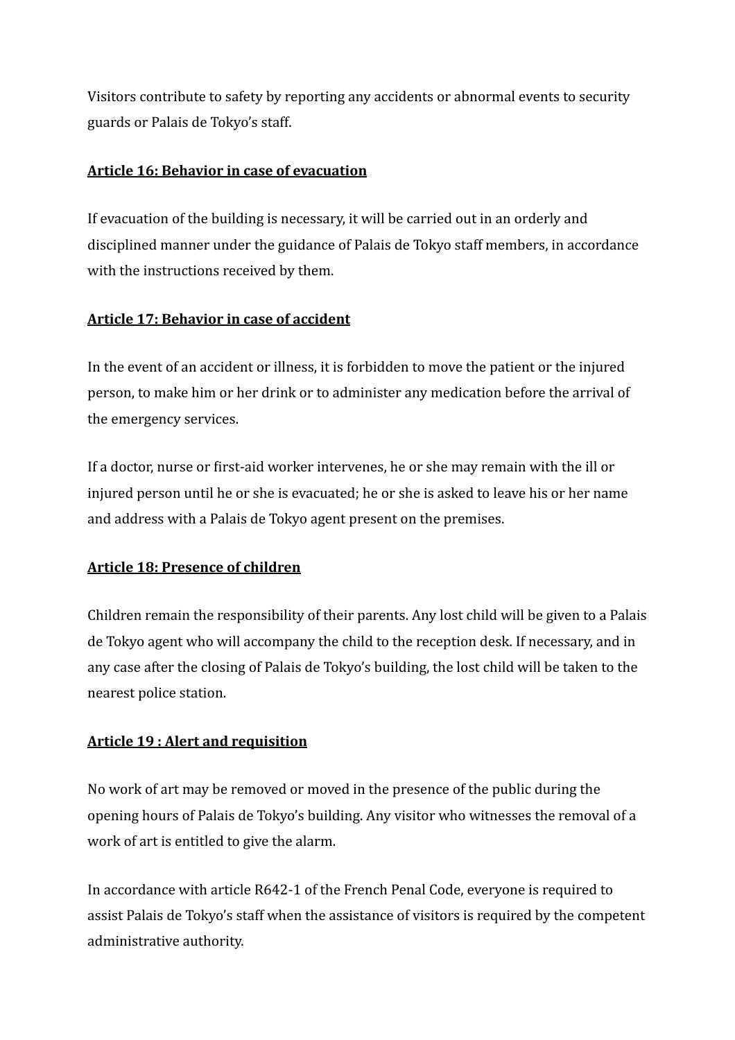Visitors contribute to safety by reporting any accidents or abnormal events to security guards or Palais de Tokyo's staff.

### Article 16: Behavior in case of evacuation

If evacuation of the building is necessary, it will be carried out in an orderly and disciplined manner under the guidance of Palais de Tokyo staff members, in accordance with the instructions received by them.

### Article 17: Behavior in case of accident

In the event of an accident or illness, it is forbidden to move the patient or the injured person, to make him or her drink or to administer any medication before the arrival of the emergency services.

If a doctor, nurse or first-aid worker intervenes, he or she may remain with the ill or injured person until he or she is evacuated; he or she is asked to leave his or her name and address with a Palais de Tokyo agent present on the premises.

### Article 18: Presence of children

Children remain the responsibility of their parents. Any lost child will be given to a Palais de Tokyo agent who will accompany the child to the reception desk. If necessary, and in any case after the closing of Palais de Tokyo's building, the lost child will be taken to the nearest police station.

### Article 19 : Alert and requisition

No work of art may be removed or moved in the presence of the public during the opening hours of Palais de Tokyo's building. Any visitor who witnesses the removal of a work of art is entitled to give the alarm.

In accordance with article R642-1 of the French Penal Code, everyone is required to assist Palais de Tokyo's staff when the assistance of visitors is required by the competent administrative authority.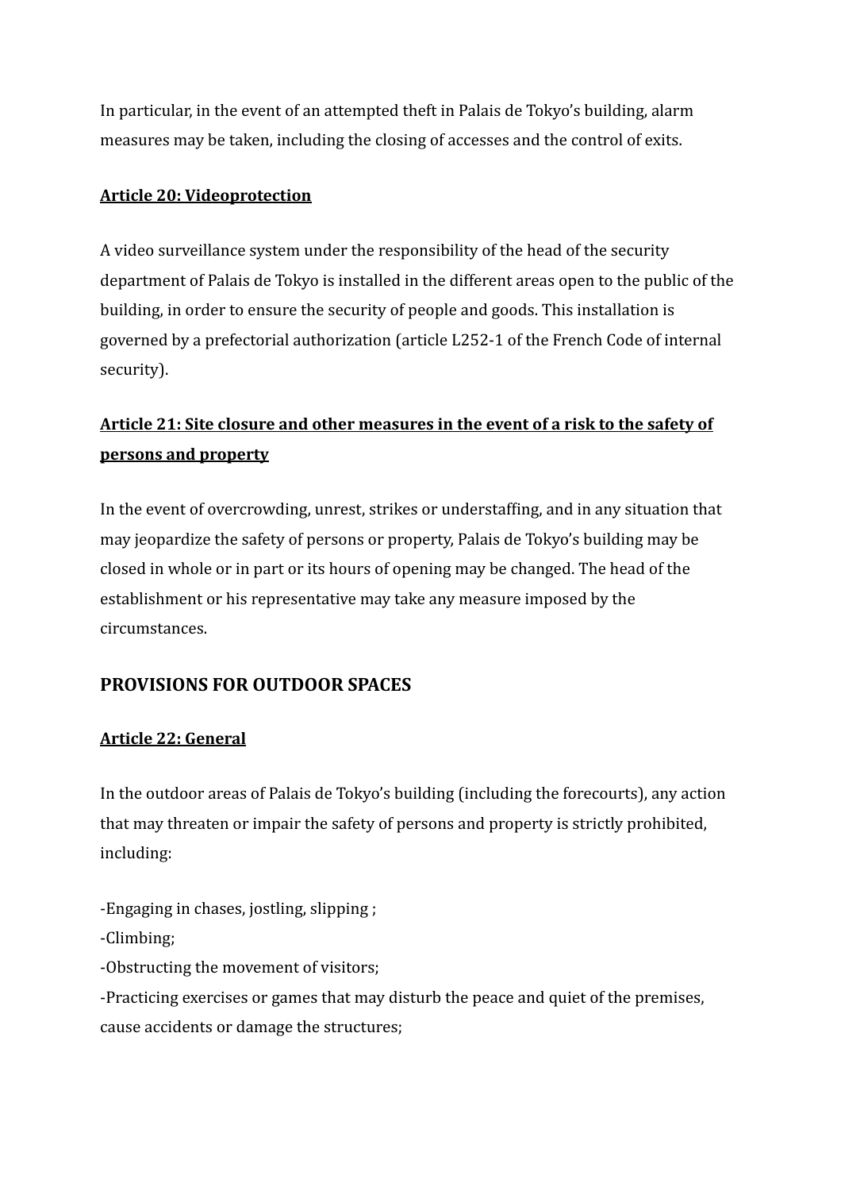In particular, in the event of an attempted theft in Palais de Tokyo's building, alarm measures may be taken, including the closing of accesses and the control of exits.

**Article 20: Videoprotection**

A video surveillance system under the responsibility of the head of the security department of Palais de Tokyo is installed in the different areas open to the public of the building, in order to ensure the security of people and goods. This installation is governed by a prefectorial authorization (article L252-1 of the French Code of internal security).

**Article 21: Site closure and other measures in the event of a risk to the safety of persons and property**

In the event of overcrowding, unrest, strikes or understaffing, and in any situation that may jeopardize the safety of persons or property, Palais de Tokyo's building may be closed in whole or in part or its hours of opening may be changed. The head of the establishment or his representative may take any measure imposed by the circumstances.

## PROVISIONS FOR OUTDOOR SPACES

**Article 22: General**

In the outdoor areas of Palais de Tokyo's building (including the forecourts), any action that may threaten or impair the safety of persons and property is strictly prohibited, including:

-Engaging in chases, jostling, slipping ;
-Climbing;
-Obstructing the movement of visitors;
-Practicing exercises or games that may disturb the peace and quiet of the premises, cause accidents or damage the structures;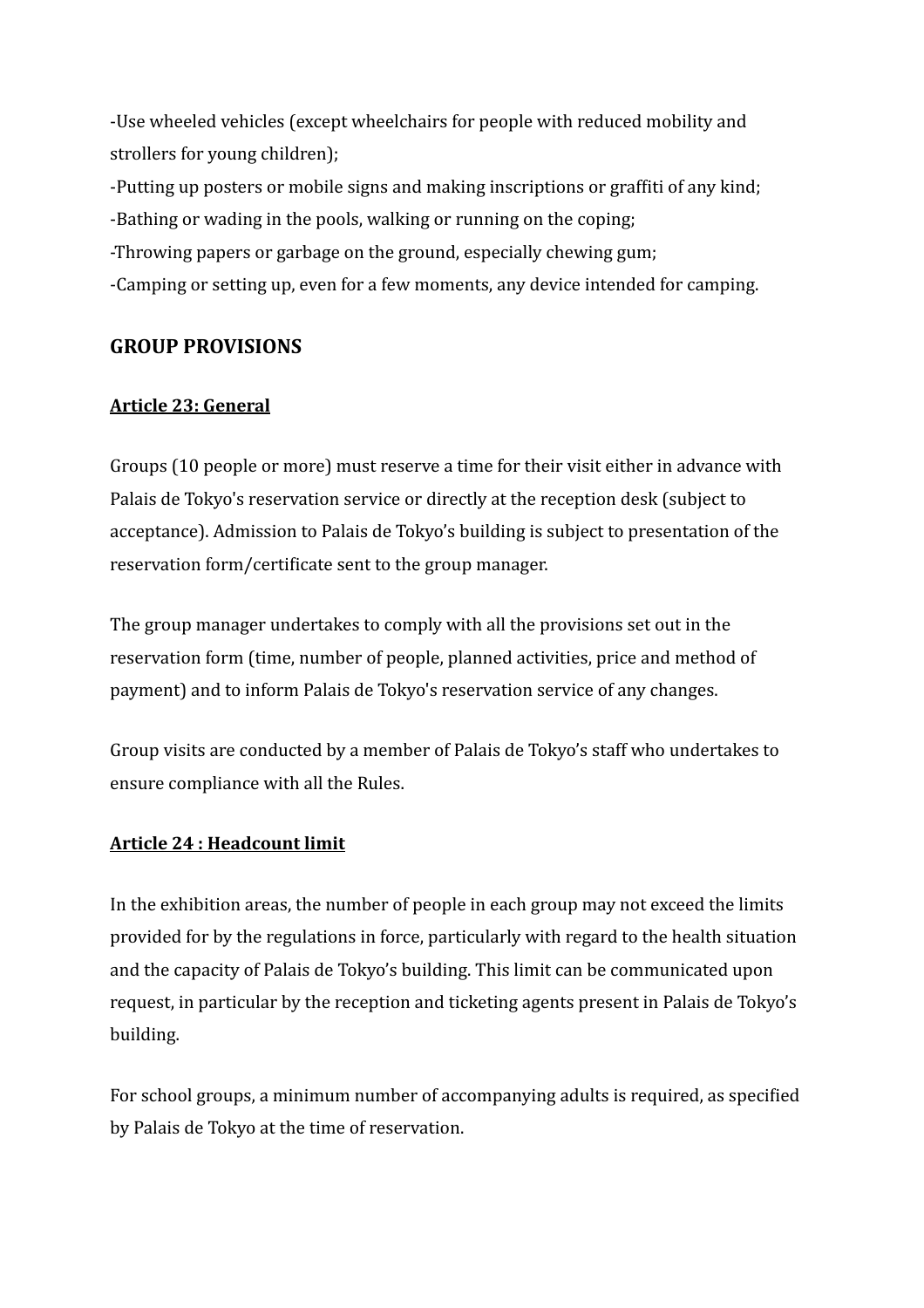-Use wheeled vehicles (except wheelchairs for people with reduced mobility and strollers for young children);

-Putting up posters or mobile signs and making inscriptions or graffiti of any kind;

-Bathing or wading in the pools, walking or running on the coping;

-Throwing papers or garbage on the ground, especially chewing gum;

-Camping or setting up, even for a few moments, any device intended for camping.

## GROUP PROVISIONS

### Article 23: General

Groups (10 people or more) must reserve a time for their visit either in advance with Palais de Tokyo's reservation service or directly at the reception desk (subject to acceptance). Admission to Palais de Tokyo's building is subject to presentation of the reservation form/certificate sent to the group manager.

The group manager undertakes to comply with all the provisions set out in the reservation form (time, number of people, planned activities, price and method of payment) and to inform Palais de Tokyo's reservation service of any changes.

Group visits are conducted by a member of Palais de Tokyo's staff who undertakes to ensure compliance with all the Rules.

### Article 24 : Headcount limit

In the exhibition areas, the number of people in each group may not exceed the limits provided for by the regulations in force, particularly with regard to the health situation and the capacity of Palais de Tokyo's building. This limit can be communicated upon request, in particular by the reception and ticketing agents present in Palais de Tokyo's building.

For school groups, a minimum number of accompanying adults is required, as specified by Palais de Tokyo at the time of reservation.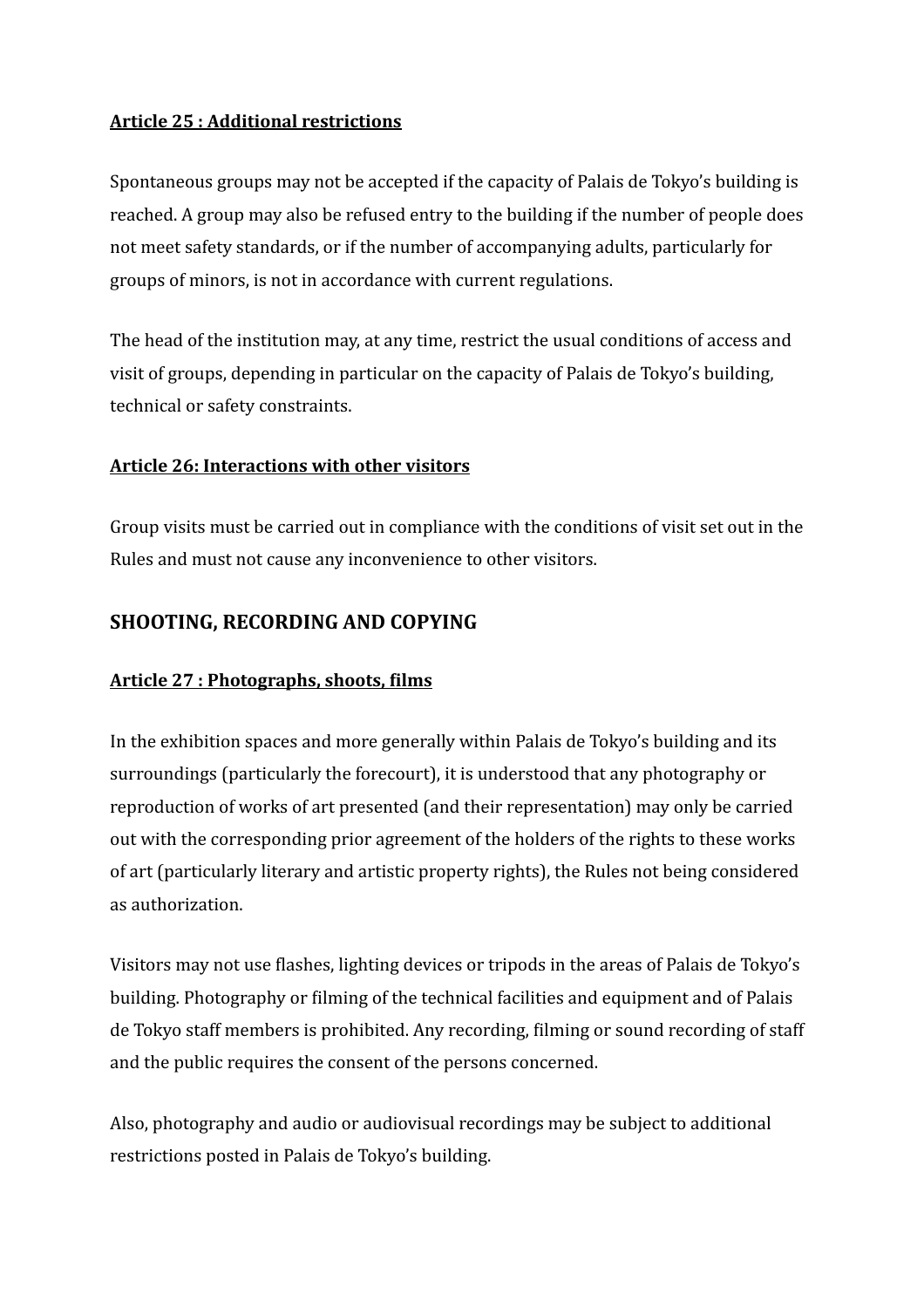**Article 25 : Additional restrictions**

Spontaneous groups may not be accepted if the capacity of Palais de Tokyo's building is reached. A group may also be refused entry to the building if the number of people does not meet safety standards, or if the number of accompanying adults, particularly for groups of minors, is not in accordance with current regulations.

The head of the institution may, at any time, restrict the usual conditions of access and visit of groups, depending in particular on the capacity of Palais de Tokyo's building, technical or safety constraints.

**Article 26: Interactions with other visitors**

Group visits must be carried out in compliance with the conditions of visit set out in the Rules and must not cause any inconvenience to other visitors.

## SHOOTING, RECORDING AND COPYING

**Article 27 : Photographs, shoots, films**

In the exhibition spaces and more generally within Palais de Tokyo's building and its surroundings (particularly the forecourt), it is understood that any photography or reproduction of works of art presented (and their representation) may only be carried out with the corresponding prior agreement of the holders of the rights to these works of art (particularly literary and artistic property rights), the Rules not being considered as authorization.

Visitors may not use flashes, lighting devices or tripods in the areas of Palais de Tokyo's building. Photography or filming of the technical facilities and equipment and of Palais de Tokyo staff members is prohibited. Any recording, filming or sound recording of staff and the public requires the consent of the persons concerned.

Also, photography and audio or audiovisual recordings may be subject to additional restrictions posted in Palais de Tokyo's building.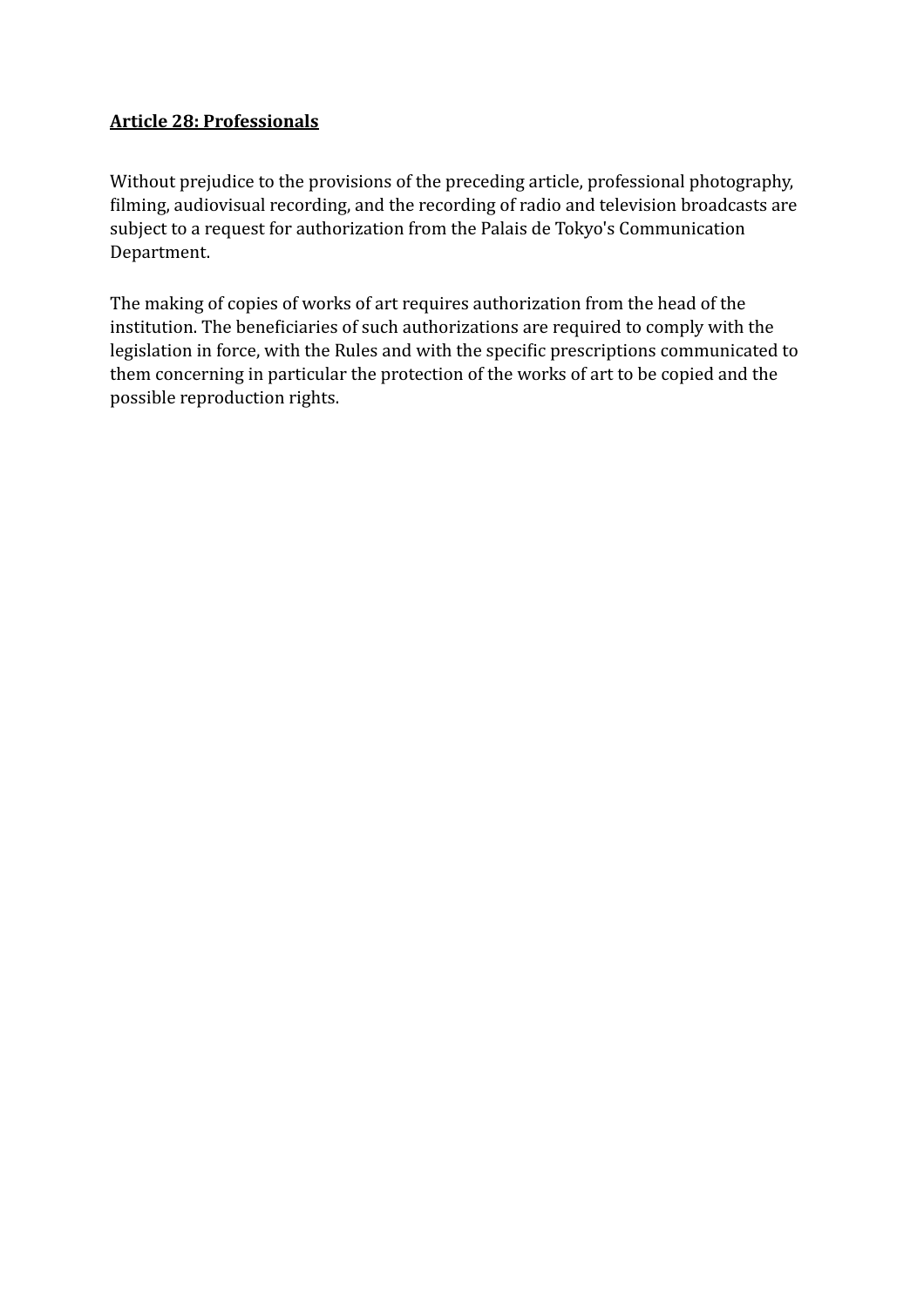**Article 28: Professionals**

Without prejudice to the provisions of the preceding article, professional photography, filming, audiovisual recording, and the recording of radio and television broadcasts are subject to a request for authorization from the Palais de Tokyo's Communication Department.

The making of copies of works of art requires authorization from the head of the institution. The beneficiaries of such authorizations are required to comply with the legislation in force, with the Rules and with the specific prescriptions communicated to them concerning in particular the protection of the works of art to be copied and the possible reproduction rights.